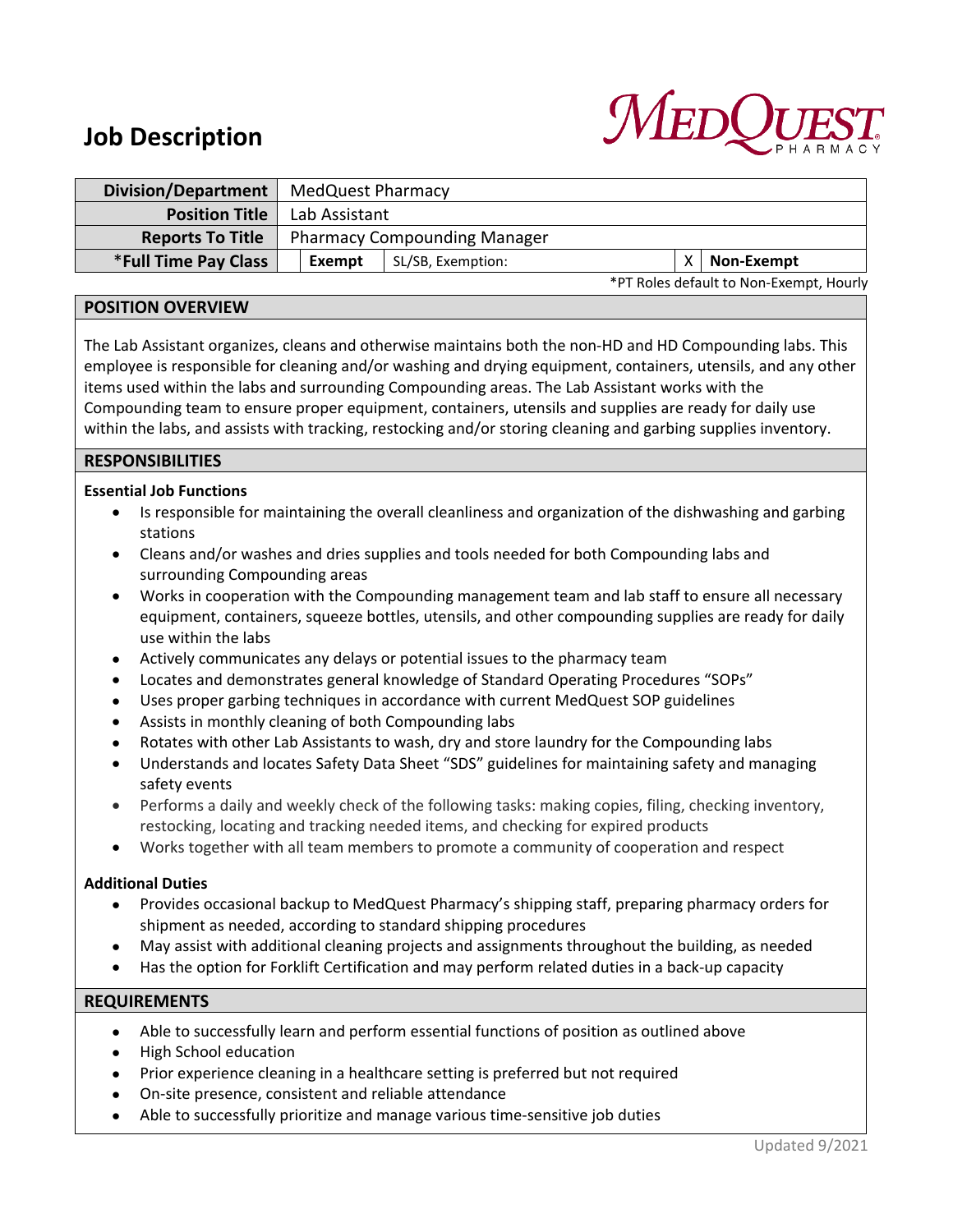# Job Description

MEDQUEST PHARMACY

| Division/Department | MedQuest Pharmacy | | | |
|---|---|---|---|---|
| **Position Title** | Lab Assistant | | | |
| **Reports To Title** | Pharmacy Compounding Manager | | | |
| **\*Full Time Pay Class** | **Exempt** | SL/SB, Exemption: | X | **Non-Exempt** |

*PT Roles default to Non-Exempt, Hourly

## POSITION OVERVIEW

The Lab Assistant organizes, cleans and otherwise maintains both the non-HD and HD Compounding labs. This employee is responsible for cleaning and/or washing and drying equipment, containers, utensils, and any other items used within the labs and surrounding Compounding areas. The Lab Assistant works with the Compounding team to ensure proper equipment, containers, utensils and supplies are ready for daily use within the labs, and assists with tracking, restocking and/or storing cleaning and garbing supplies inventory.

## RESPONSIBILITIES

### Essential Job Functions

- Is responsible for maintaining the overall cleanliness and organization of the dishwashing and garbing stations
- Cleans and/or washes and dries supplies and tools needed for both Compounding labs and surrounding Compounding areas
- Works in cooperation with the Compounding management team and lab staff to ensure all necessary equipment, containers, squeeze bottles, utensils, and other compounding supplies are ready for daily use within the labs
- Actively communicates any delays or potential issues to the pharmacy team
- Locates and demonstrates general knowledge of Standard Operating Procedures "SOPs"
- Uses proper garbing techniques in accordance with current MedQuest SOP guidelines
- Assists in monthly cleaning of both Compounding labs
- Rotates with other Lab Assistants to wash, dry and store laundry for the Compounding labs
- Understands and locates Safety Data Sheet "SDS" guidelines for maintaining safety and managing safety events
- Performs a daily and weekly check of the following tasks: making copies, filing, checking inventory, restocking, locating and tracking needed items, and checking for expired products
- Works together with all team members to promote a community of cooperation and respect

### Additional Duties

- Provides occasional backup to MedQuest Pharmacy's shipping staff, preparing pharmacy orders for shipment as needed, according to standard shipping procedures
- May assist with additional cleaning projects and assignments throughout the building, as needed
- Has the option for Forklift Certification and may perform related duties in a back-up capacity

## REQUIREMENTS

- Able to successfully learn and perform essential functions of position as outlined above
- High School education
- Prior experience cleaning in a healthcare setting is preferred but not required
- On-site presence, consistent and reliable attendance
- Able to successfully prioritize and manage various time-sensitive job duties

Updated 9/2021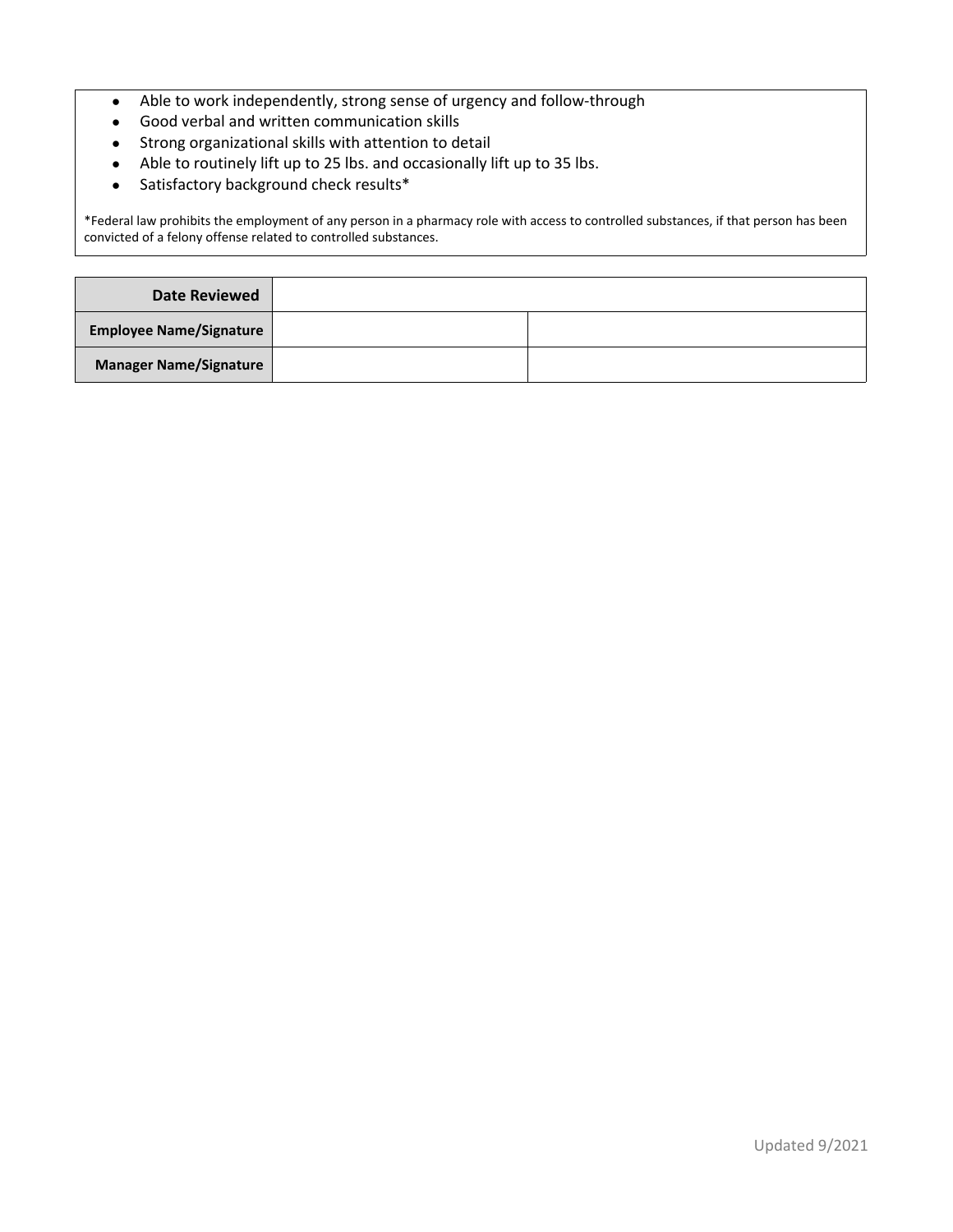- Able to work independently, strong sense of urgency and follow-through
- Good verbal and written communication skills
- Strong organizational skills with attention to detail
- Able to routinely lift up to 25 lbs. and occasionally lift up to 35 lbs.
- Satisfactory background check results*

*Federal law prohibits the employment of any person in a pharmacy role with access to controlled substances, if that person has been convicted of a felony offense related to controlled substances.

| | | |
|---|---|---|
| **Date Reviewed** | | |
| **Employee Name/Signature** | | |
| **Manager Name/Signature** | | |

Updated 9/2021